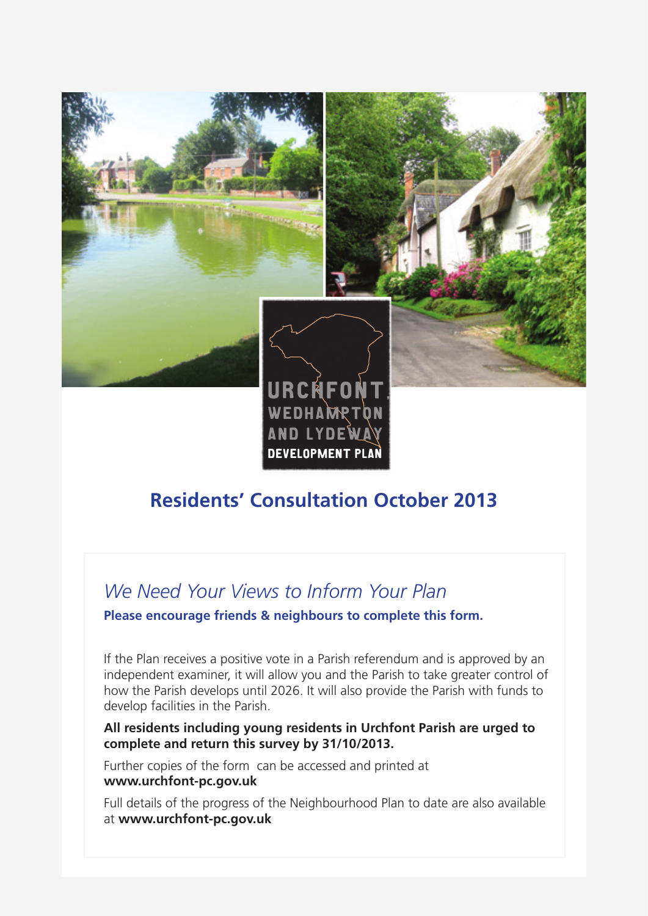URCHFONT, WEDHAMPTON AND LYDEWAY DEVELOPMENT PLAN

# Residents' Consultation October 2013

## *We Need Your Views to Inform Your Plan*

**Please encourage friends & neighbours to complete this form.**

If the Plan receives a positive vote in a Parish referendum and is approved by an independent examiner, it will allow you and the Parish to take greater control of how the Parish develops until 2026. It will also provide the Parish with funds to develop facilities in the Parish.

**All residents including young residents in Urchfont Parish are urged to complete and return this survey by 31/10/2013.**

Further copies of the form can be accessed and printed at **www.urchfont-pc.gov.uk**

Full details of the progress of the Neighbourhood Plan to date are also available at **www.urchfont-pc.gov.uk**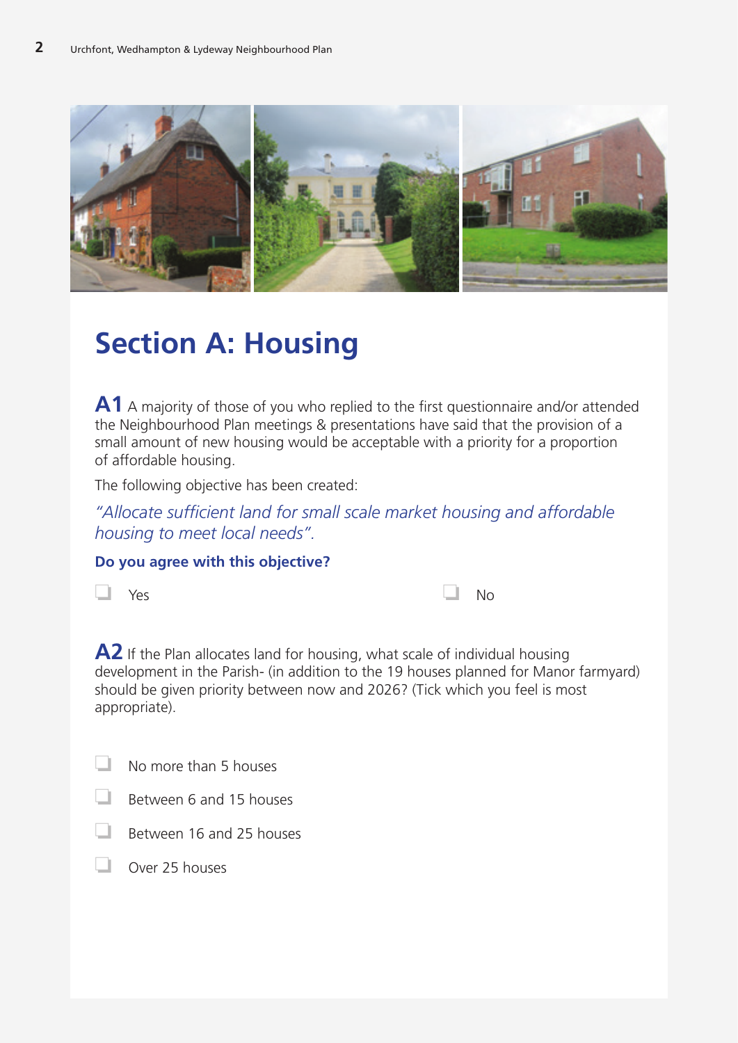# Section A: Housing

**A1** A majority of those of you who replied to the first questionnaire and/or attended the Neighbourhood Plan meetings & presentations have said that the provision of a small amount of new housing would be acceptable with a priority for a proportion of affordable housing.

The following objective has been created:

*"Allocate sufficient land for small scale market housing and affordable housing to meet local needs".*

**Do you agree with this objective?**

- ☐ Yes
- ☐ No

**A2** If the Plan allocates land for housing, what scale of individual housing development in the Parish- (in addition to the 19 houses planned for Manor farmyard) should be given priority between now and 2026? (Tick which you feel is most appropriate).

- ☐ No more than 5 houses
- ☐ Between 6 and 15 houses
- ☐ Between 16 and 25 houses
- ☐ Over 25 houses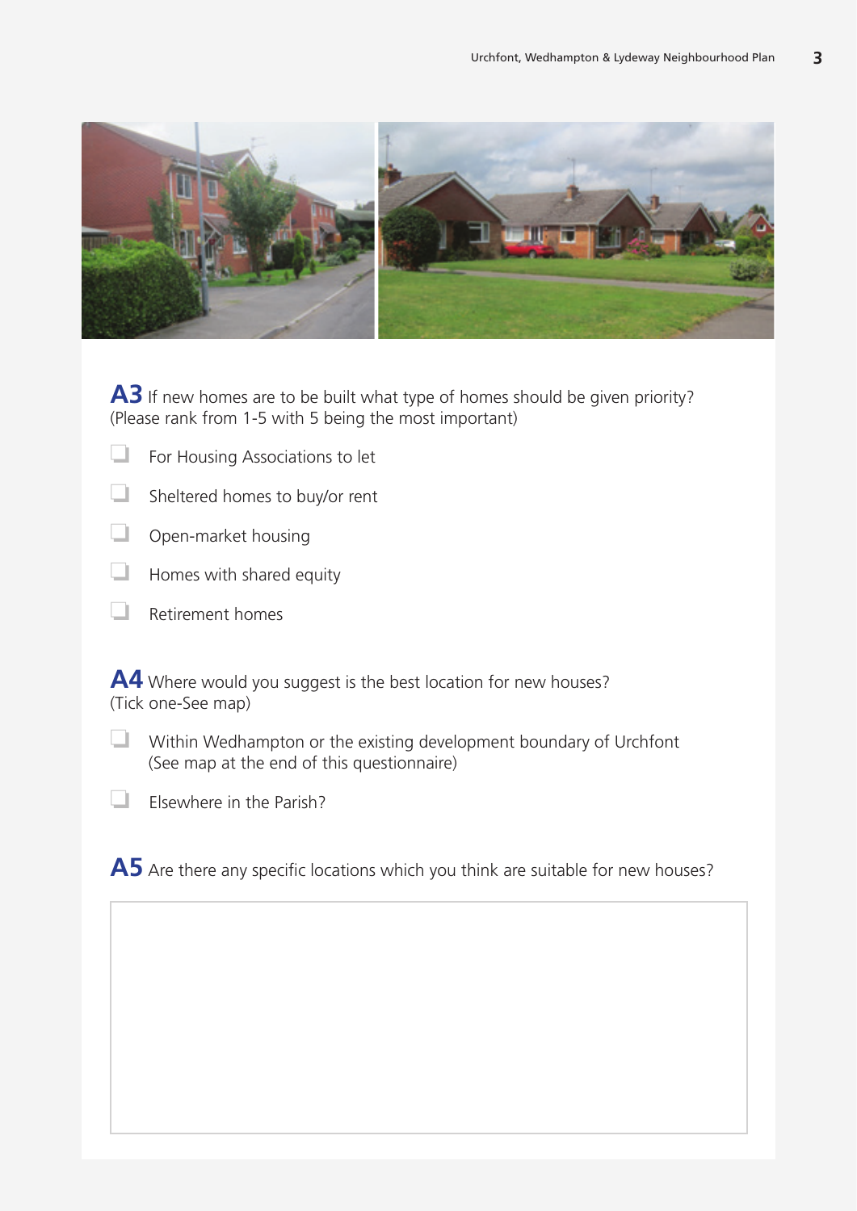**A3** If new homes are to be built what type of homes should be given priority? (Please rank from 1-5 with 5 being the most important)

- ☐ For Housing Associations to let
- ☐ Sheltered homes to buy/or rent
- ☐ Open-market housing
- ☐ Homes with shared equity
- ☐ Retirement homes

**A4** Where would you suggest is the best location for new houses? (Tick one-See map)

- ☐ Within Wedhampton or the existing development boundary of Urchfont (See map at the end of this questionnaire)
- ☐ Elsewhere in the Parish?

**A5** Are there any specific locations which you think are suitable for new houses?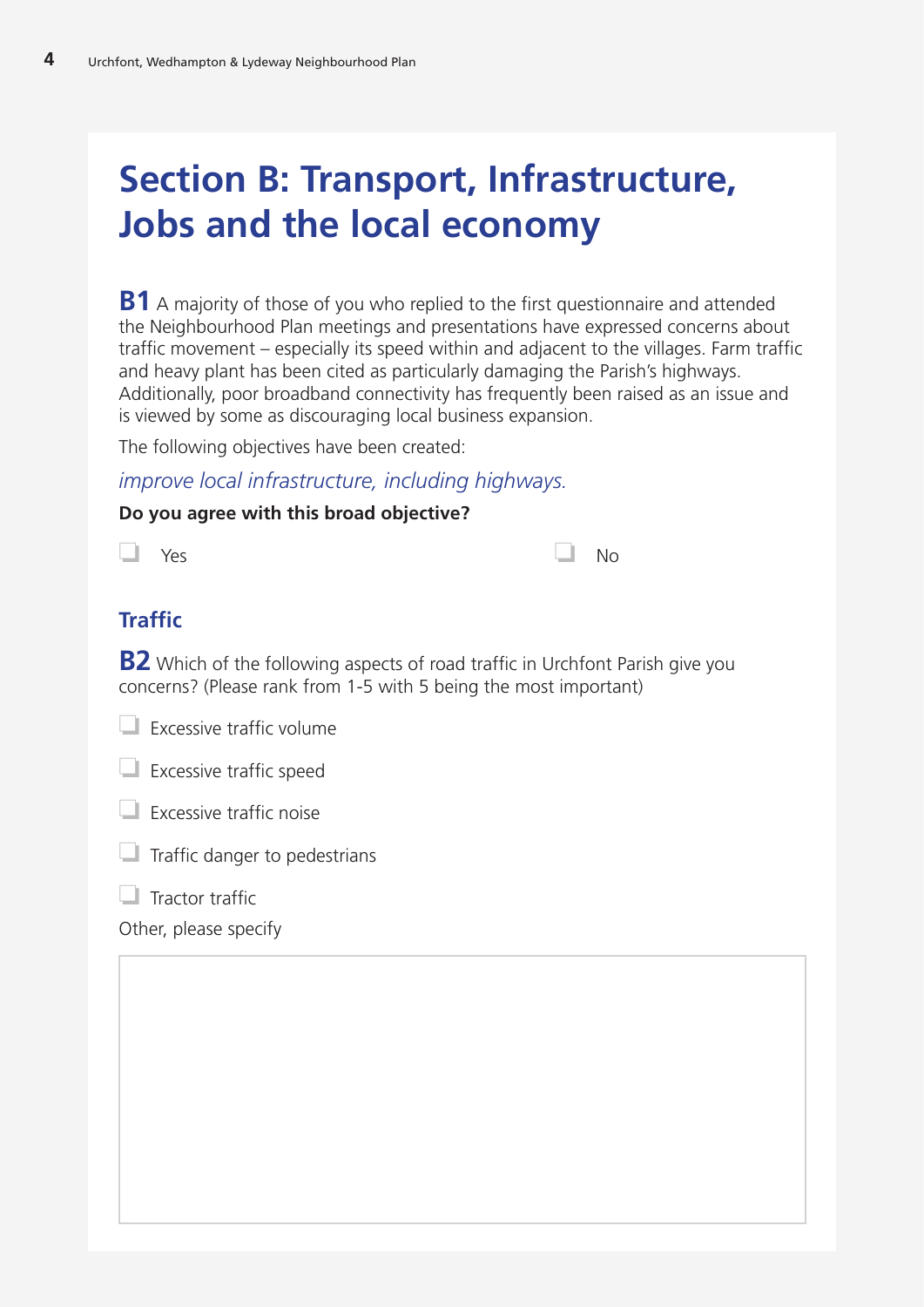# Section B: Transport, Infrastructure, Jobs and the local economy

**B1** A majority of those of you who replied to the first questionnaire and attended the Neighbourhood Plan meetings and presentations have expressed concerns about traffic movement – especially its speed within and adjacent to the villages. Farm traffic and heavy plant has been cited as particularly damaging the Parish's highways. Additionally, poor broadband connectivity has frequently been raised as an issue and is viewed by some as discouraging local business expansion.

The following objectives have been created:

*improve local infrastructure, including highways.*

**Do you agree with this broad objective?**

- ☐ Yes
- ☐ No

## Traffic

**B2** Which of the following aspects of road traffic in Urchfont Parish give you concerns? (Please rank from 1-5 with 5 being the most important)

- ☐ Excessive traffic volume
- ☐ Excessive traffic speed
- ☐ Excessive traffic noise
- ☐ Traffic danger to pedestrians
- ☐ Tractor traffic

Other, please specify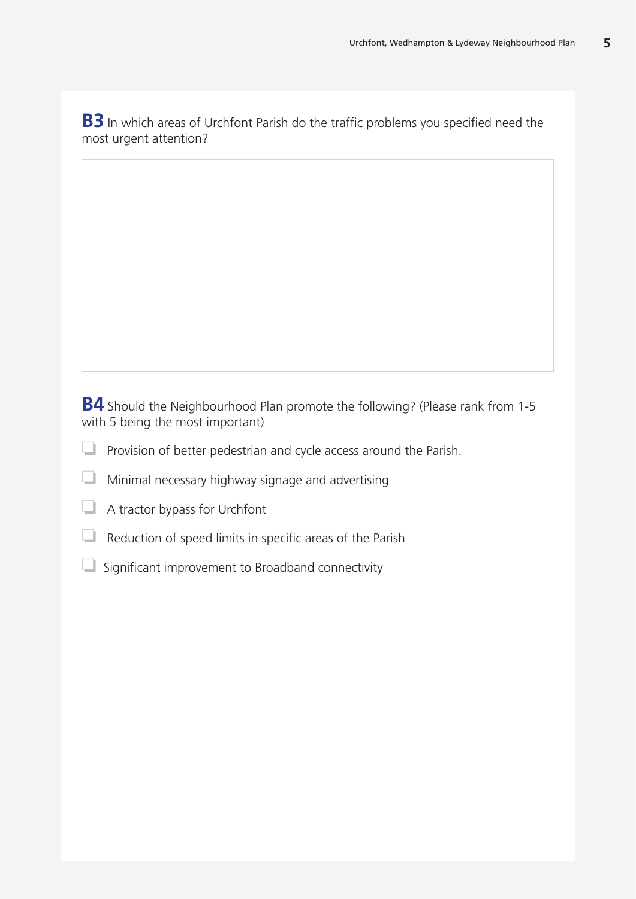**B3** In which areas of Urchfont Parish do the traffic problems you specified need the most urgent attention?

**B4** Should the Neighbourhood Plan promote the following? (Please rank from 1-5 with 5 being the most important)

- ☐ Provision of better pedestrian and cycle access around the Parish.
- ☐ Minimal necessary highway signage and advertising
- ☐ A tractor bypass for Urchfont
- ☐ Reduction of speed limits in specific areas of the Parish
- ☐ Significant improvement to Broadband connectivity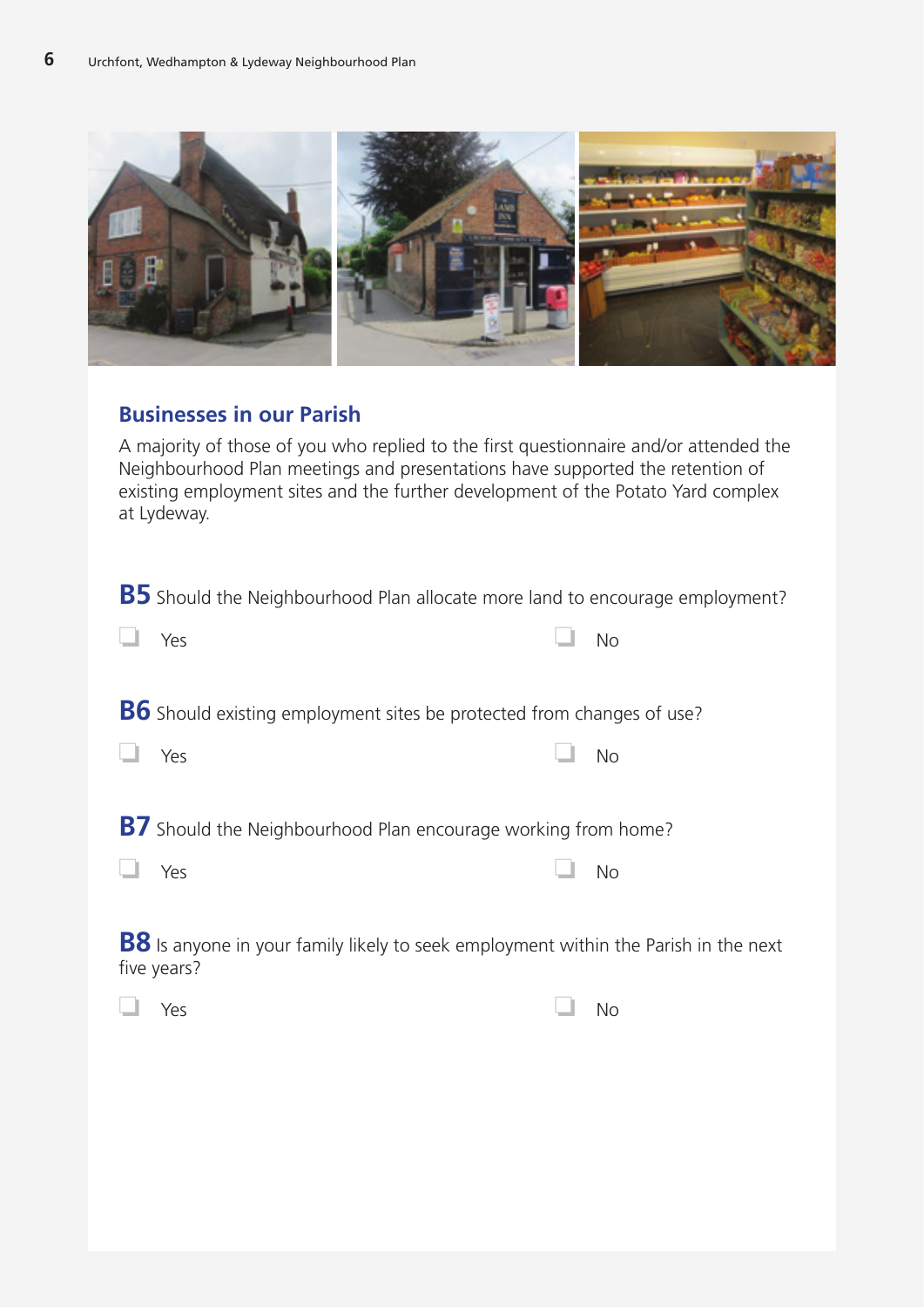## Businesses in our Parish

A majority of those of you who replied to the first questionnaire and/or attended the Neighbourhood Plan meetings and presentations have supported the retention of existing employment sites and the further development of the Potato Yard complex at Lydeway.

**B5** Should the Neighbourhood Plan allocate more land to encourage employment?

☐ Yes ☐ No

**B6** Should existing employment sites be protected from changes of use?

☐ Yes ☐ No

**B7** Should the Neighbourhood Plan encourage working from home?

☐ Yes ☐ No

**B8** Is anyone in your family likely to seek employment within the Parish in the next five years?

☐ Yes ☐ No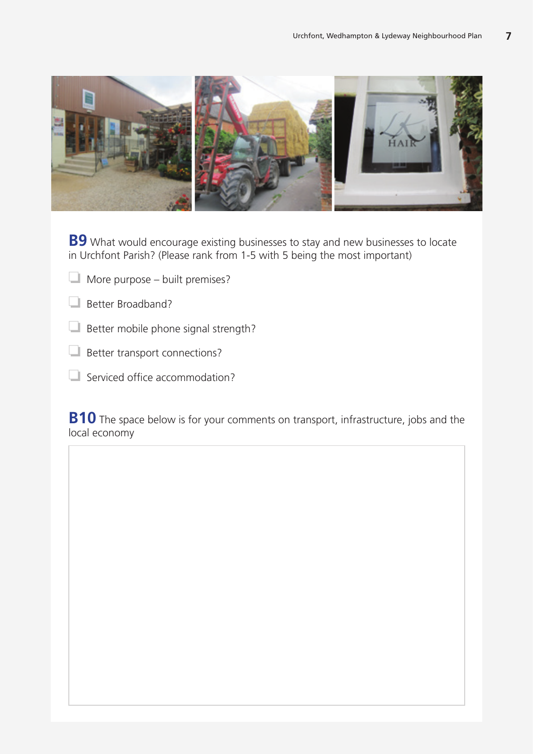**B9** What would encourage existing businesses to stay and new businesses to locate in Urchfont Parish? (Please rank from 1-5 with 5 being the most important)

- ☐ More purpose – built premises?
- ☐ Better Broadband?
- ☐ Better mobile phone signal strength?
- ☐ Better transport connections?
- ☐ Serviced office accommodation?

**B10** The space below is for your comments on transport, infrastructure, jobs and the local economy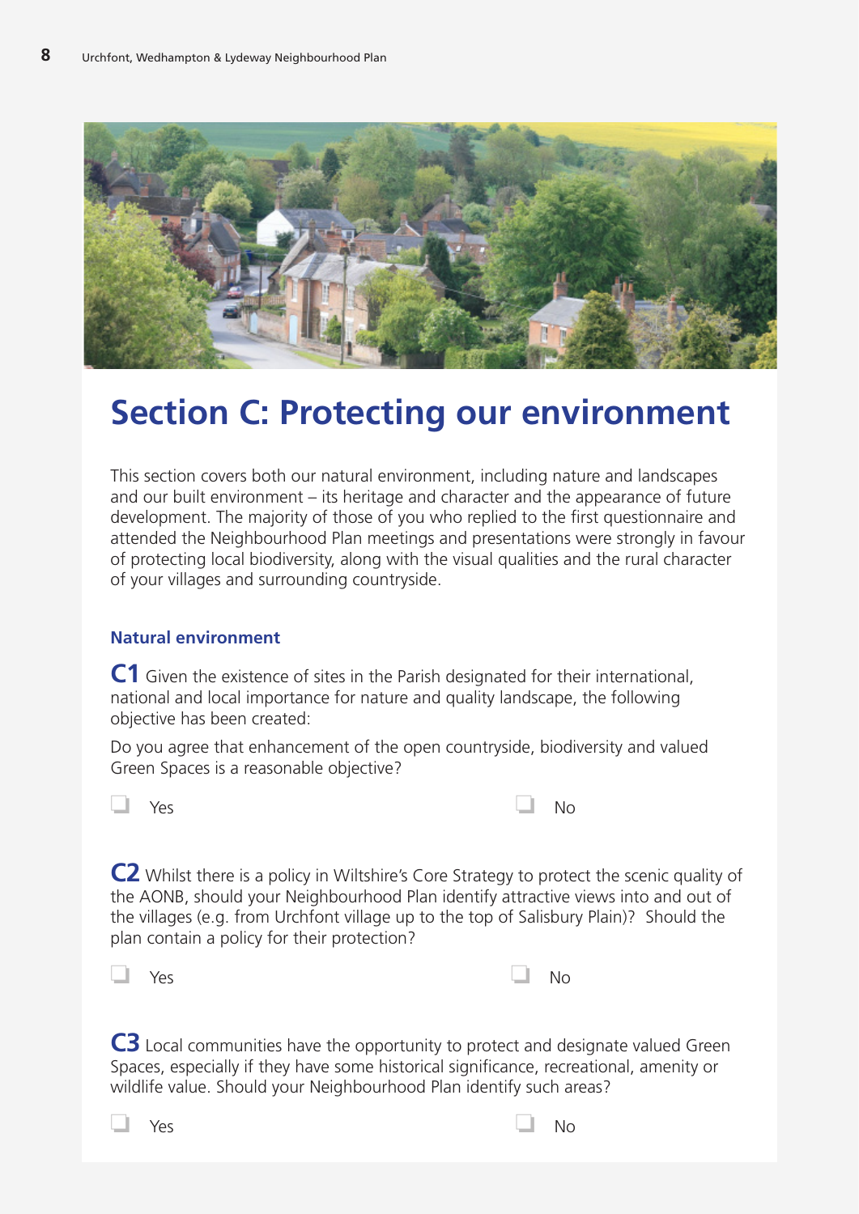# Section C: Protecting our environment

This section covers both our natural environment, including nature and landscapes and our built environment – its heritage and character and the appearance of future development. The majority of those of you who replied to the first questionnaire and attended the Neighbourhood Plan meetings and presentations were strongly in favour of protecting local biodiversity, along with the visual qualities and the rural character of your villages and surrounding countryside.

### Natural environment

**C1** Given the existence of sites in the Parish designated for their international, national and local importance for nature and quality landscape, the following objective has been created:

Do you agree that enhancement of the open countryside, biodiversity and valued Green Spaces is a reasonable objective?

❑ Yes ❑ No

**C2** Whilst there is a policy in Wiltshire's Core Strategy to protect the scenic quality of the AONB, should your Neighbourhood Plan identify attractive views into and out of the villages (e.g. from Urchfont village up to the top of Salisbury Plain)? Should the plan contain a policy for their protection?

❑ Yes ❑ No

**C3** Local communities have the opportunity to protect and designate valued Green Spaces, especially if they have some historical significance, recreational, amenity or wildlife value. Should your Neighbourhood Plan identify such areas?

❑ Yes ❑ No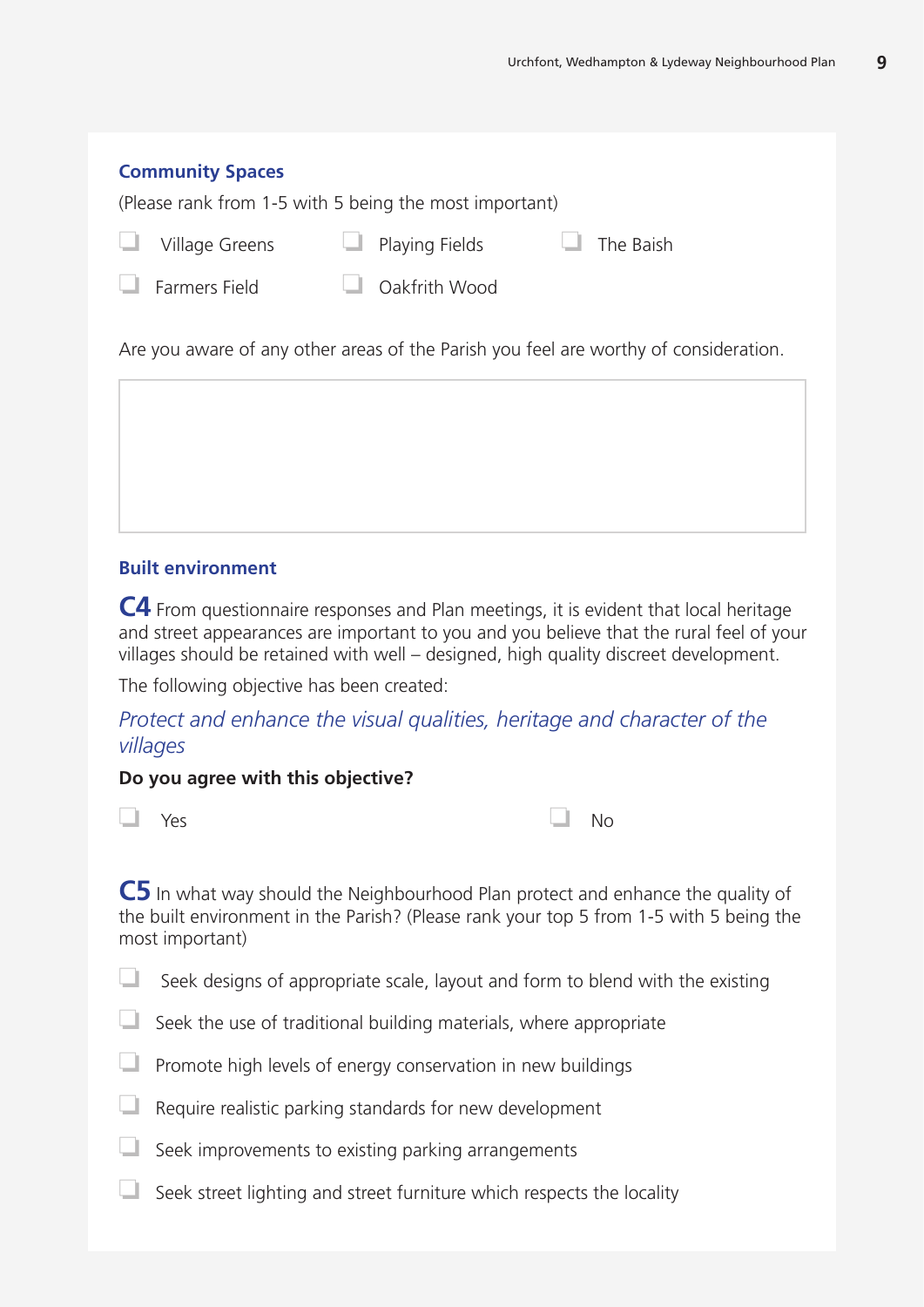### Community Spaces

(Please rank from 1-5 with 5 being the most important)

- ☐ Village Greens
- ☐ Playing Fields
- ☐ The Baish
- ☐ Farmers Field
- ☐ Oakfrith Wood

Are you aware of any other areas of the Parish you feel are worthy of consideration.

### Built environment

**C4** From questionnaire responses and Plan meetings, it is evident that local heritage and street appearances are important to you and you believe that the rural feel of your villages should be retained with well – designed, high quality discreet development.

The following objective has been created:

*Protect and enhance the visual qualities, heritage and character of the villages*

**Do you agree with this objective?**

- ☐ Yes
- ☐ No

**C5** In what way should the Neighbourhood Plan protect and enhance the quality of the built environment in the Parish? (Please rank your top 5 from 1-5 with 5 being the most important)

- ☐ Seek designs of appropriate scale, layout and form to blend with the existing
- ☐ Seek the use of traditional building materials, where appropriate
- ☐ Promote high levels of energy conservation in new buildings
- ☐ Require realistic parking standards for new development
- ☐ Seek improvements to existing parking arrangements
- ☐ Seek street lighting and street furniture which respects the locality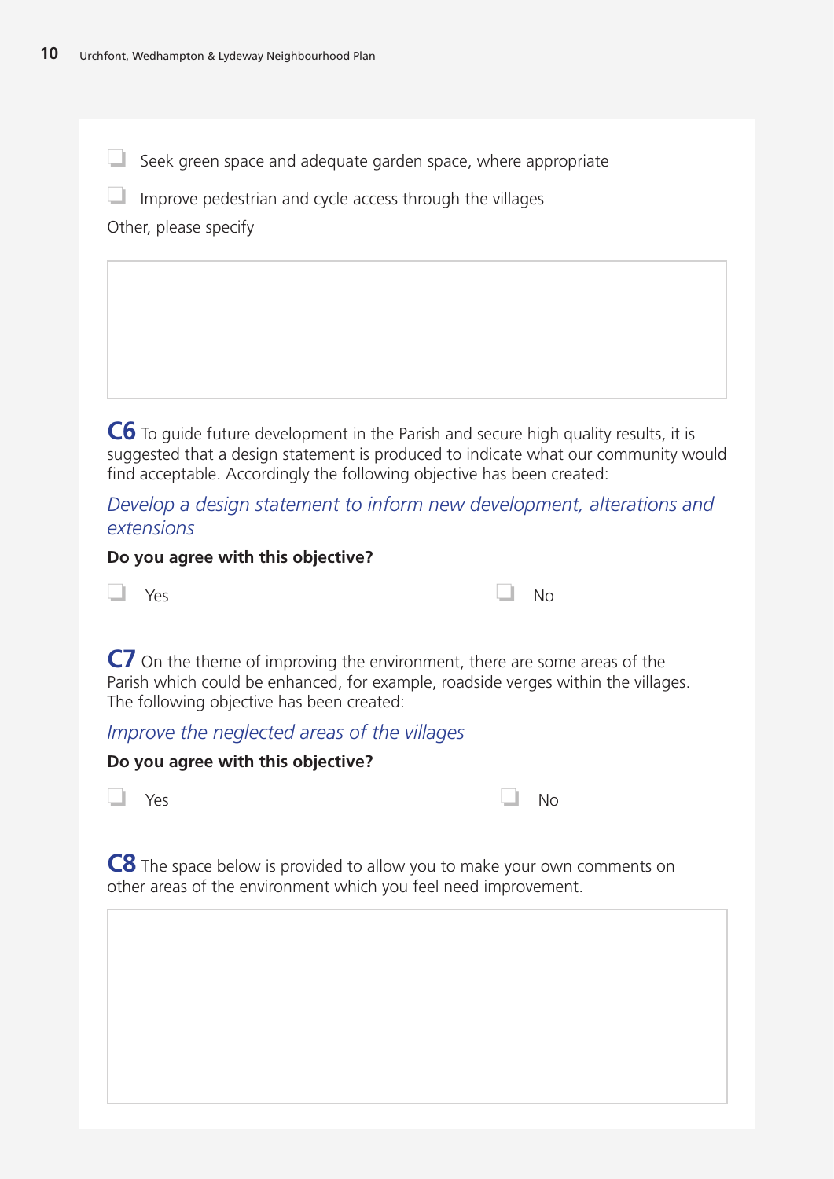- [ ] Seek green space and adequate garden space, where appropriate
- [ ] Improve pedestrian and cycle access through the villages

Other, please specify

**C6** To guide future development in the Parish and secure high quality results, it is suggested that a design statement is produced to indicate what our community would find acceptable. Accordingly the following objective has been created:

*Develop a design statement to inform new development, alterations and extensions*

**Do you agree with this objective?**

- [ ] Yes
- [ ] No

**C7** On the theme of improving the environment, there are some areas of the Parish which could be enhanced, for example, roadside verges within the villages. The following objective has been created:

*Improve the neglected areas of the villages*

**Do you agree with this objective?**

- [ ] Yes
- [ ] No

**C8** The space below is provided to allow you to make your own comments on other areas of the environment which you feel need improvement.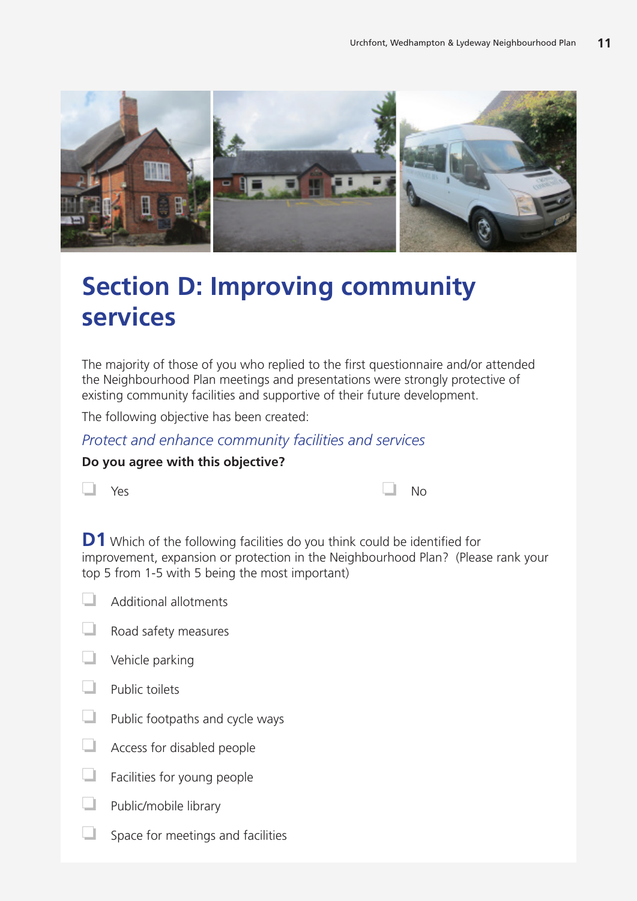# Section D: Improving community services

The majority of those of you who replied to the first questionnaire and/or attended the Neighbourhood Plan meetings and presentations were strongly protective of existing community facilities and supportive of their future development.

The following objective has been created:

*Protect and enhance community facilities and services*

**Do you agree with this objective?**

- ☐ Yes
- ☐ No

**D1** Which of the following facilities do you think could be identified for improvement, expansion or protection in the Neighbourhood Plan? (Please rank your top 5 from 1-5 with 5 being the most important)

- ☐ Additional allotments
- ☐ Road safety measures
- ☐ Vehicle parking
- ☐ Public toilets
- ☐ Public footpaths and cycle ways
- ☐ Access for disabled people
- ☐ Facilities for young people
- ☐ Public/mobile library
- ☐ Space for meetings and facilities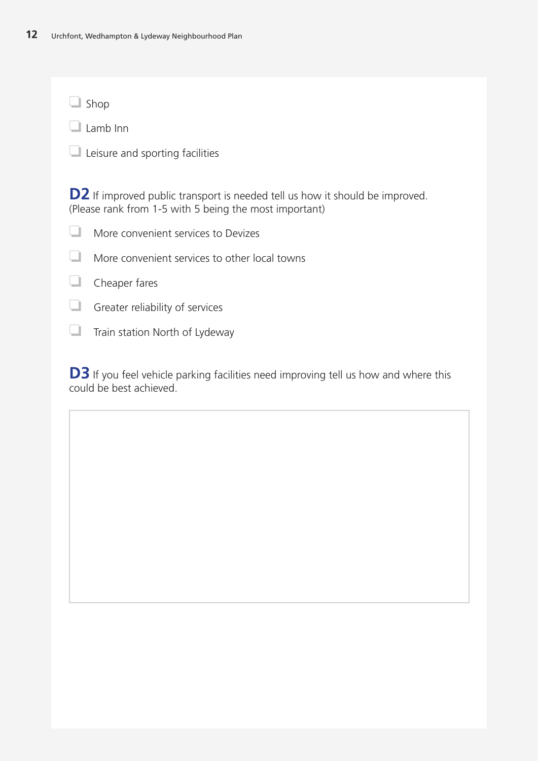- ☐ Shop
- ☐ Lamb Inn
- ☐ Leisure and sporting facilities

**D2** If improved public transport is needed tell us how it should be improved. (Please rank from 1-5 with 5 being the most important)

- ☐ More convenient services to Devizes
- ☐ More convenient services to other local towns
- ☐ Cheaper fares
- ☐ Greater reliability of services
- ☐ Train station North of Lydeway

**D3** If you feel vehicle parking facilities need improving tell us how and where this could be best achieved.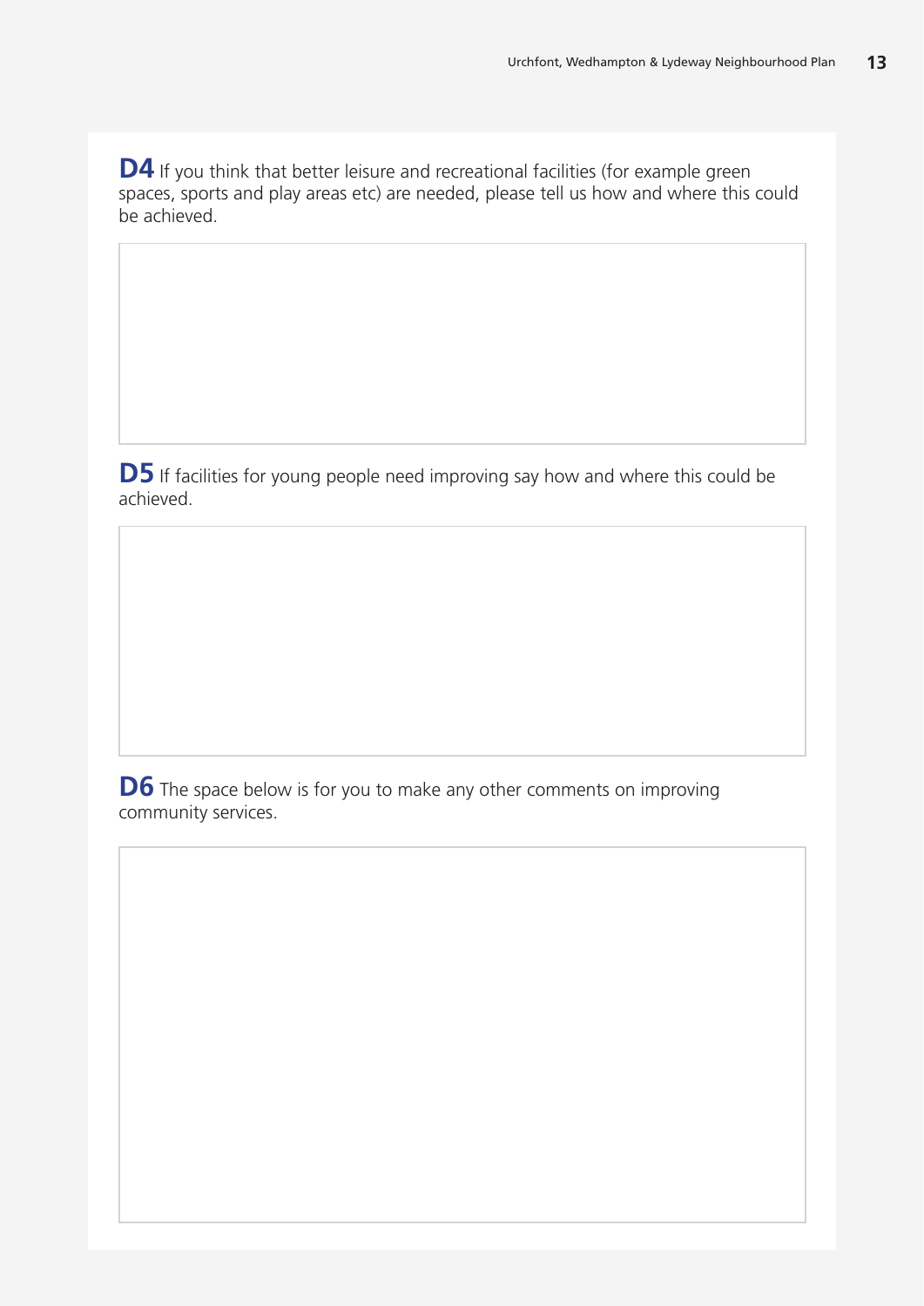**D4** If you think that better leisure and recreational facilities (for example green spaces, sports and play areas etc) are needed, please tell us how and where this could be achieved.

**D5** If facilities for young people need improving say how and where this could be achieved.

**D6** The space below is for you to make any other comments on improving community services.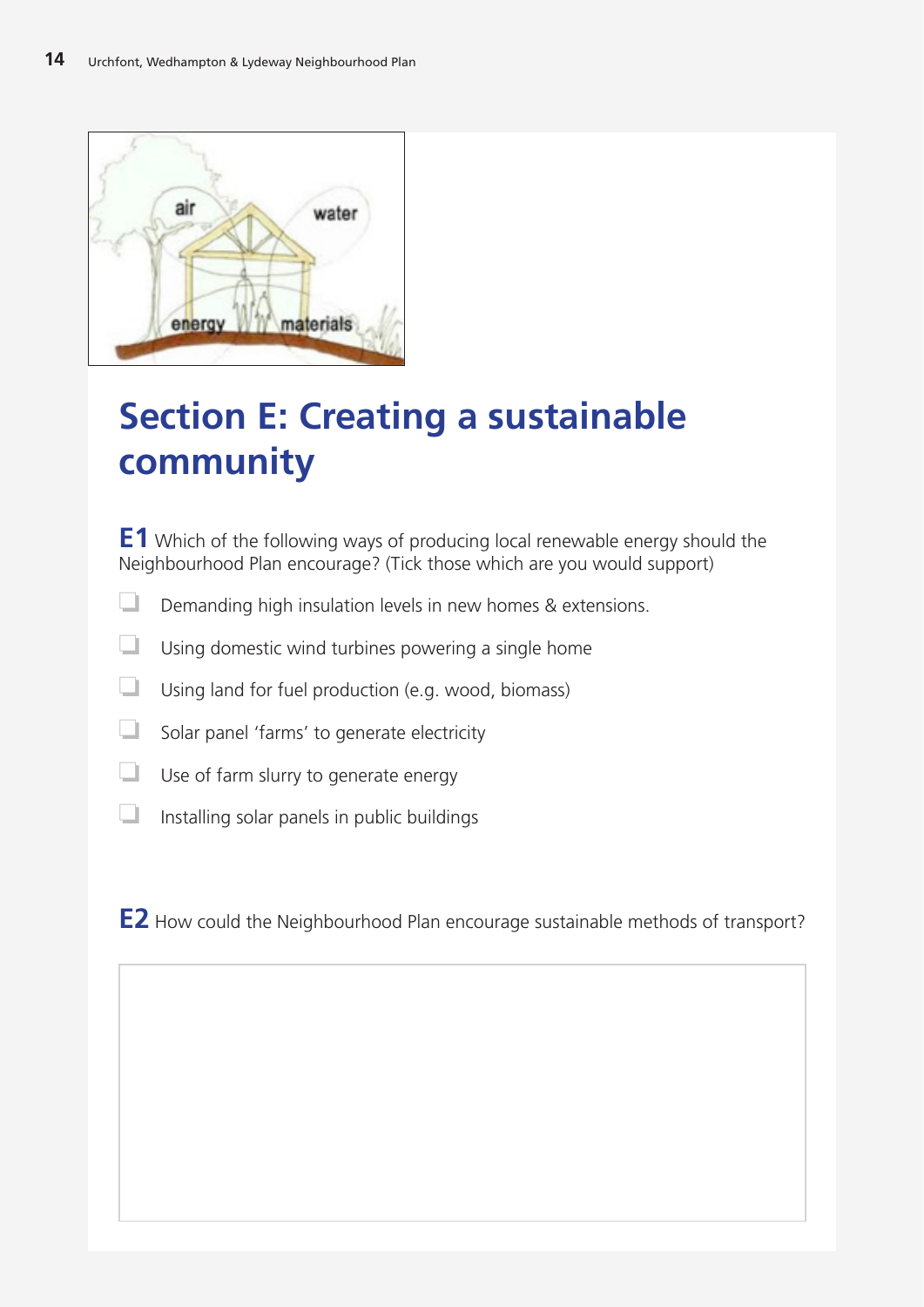# Section E: Creating a sustainable community

**E1** Which of the following ways of producing local renewable energy should the Neighbourhood Plan encourage? (Tick those which are you would support)

- ☐ Demanding high insulation levels in new homes & extensions.
- ☐ Using domestic wind turbines powering a single home
- ☐ Using land for fuel production (e.g. wood, biomass)
- ☐ Solar panel 'farms' to generate electricity
- ☐ Use of farm slurry to generate energy
- ☐ Installing solar panels in public buildings

**E2** How could the Neighbourhood Plan encourage sustainable methods of transport?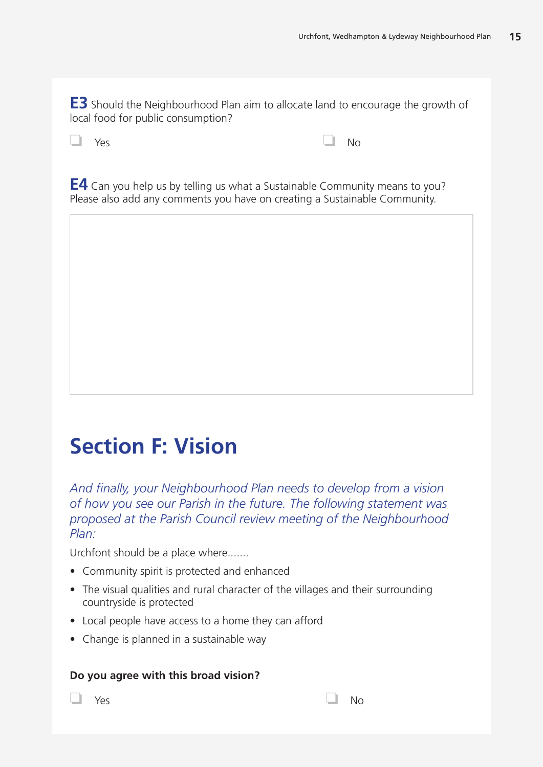**E3** Should the Neighbourhood Plan aim to allocate land to encourage the growth of local food for public consumption?

☐ Yes ☐ No

**E4** Can you help us by telling us what a Sustainable Community means to you? Please also add any comments you have on creating a Sustainable Community.

# Section F: Vision

*And finally, your Neighbourhood Plan needs to develop from a vision of how you see our Parish in the future. The following statement was proposed at the Parish Council review meeting of the Neighbourhood Plan:*

Urchfont should be a place where.......

- Community spirit is protected and enhanced
- The visual qualities and rural character of the villages and their surrounding countryside is protected
- Local people have access to a home they can afford
- Change is planned in a sustainable way

**Do you agree with this broad vision?**

☐ Yes ☐ No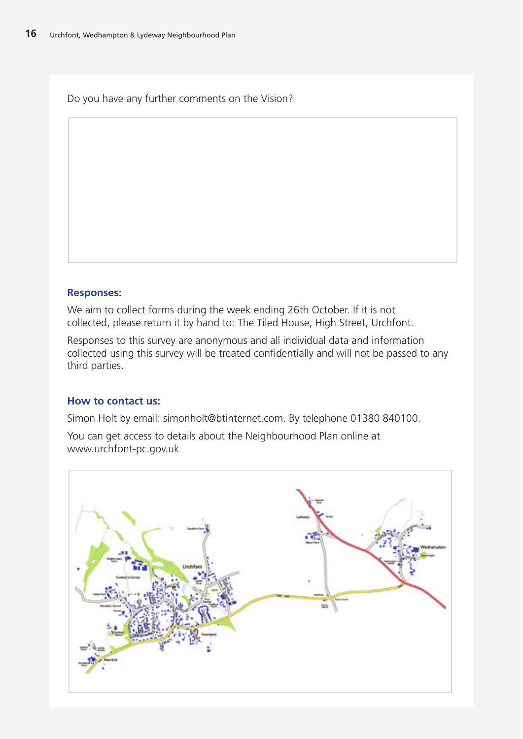Do you have any further comments on the Vision?

### Responses:

We aim to collect forms during the week ending 26th October. If it is not collected, please return it by hand to: The Tiled House, High Street, Urchfont.

Responses to this survey are anonymous and all individual data and information collected using this survey will be treated confidentially and will not be passed to any third parties.

### How to contact us:

Simon Holt by email: simonholt@btinternet.com. By telephone 01380 840100.

You can get access to details about the Neighbourhood Plan online at www.urchfont-pc.gov.uk